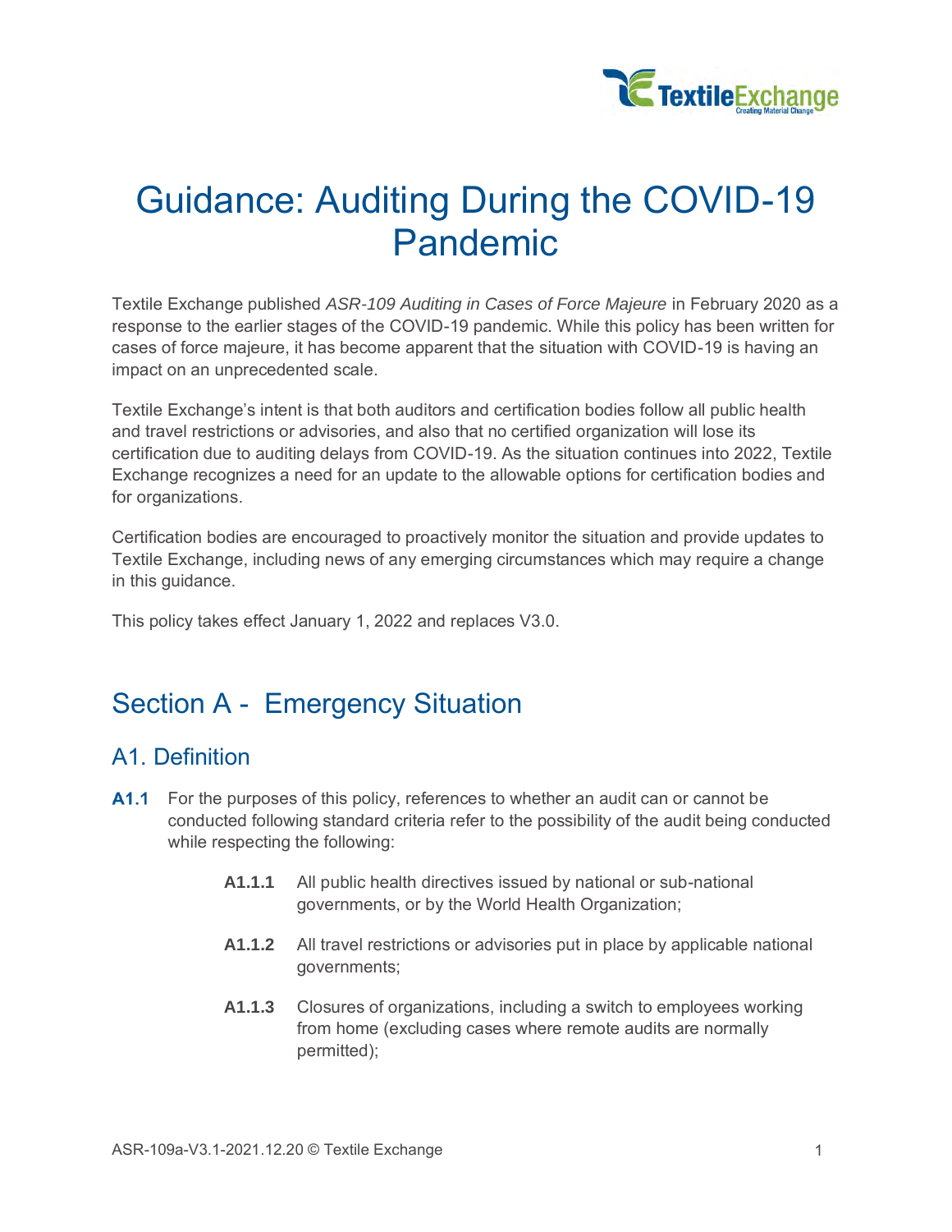# Guidance: Auditing During the COVID-19 Pandemic

Textile Exchange published *ASR-109 Auditing in Cases of Force Majeure* in February 2020 as a response to the earlier stages of the COVID-19 pandemic. While this policy has been written for cases of force majeure, it has become apparent that the situation with COVID-19 is having an impact on an unprecedented scale.

Textile Exchange's intent is that both auditors and certification bodies follow all public health and travel restrictions or advisories, and also that no certified organization will lose its certification due to auditing delays from COVID-19. As the situation continues into 2022, Textile Exchange recognizes a need for an update to the allowable options for certification bodies and for organizations.

Certification bodies are encouraged to proactively monitor the situation and provide updates to Textile Exchange, including news of any emerging circumstances which may require a change in this guidance.

This policy takes effect January 1, 2022 and replaces V3.0.

## Section A - Emergency Situation

### A1. Definition

**A1.1** For the purposes of this policy, references to whether an audit can or cannot be conducted following standard criteria refer to the possibility of the audit being conducted while respecting the following:

- **A1.1.1** All public health directives issued by national or sub-national governments, or by the World Health Organization;
- **A1.1.2** All travel restrictions or advisories put in place by applicable national governments;
- **A1.1.3** Closures of organizations, including a switch to employees working from home (excluding cases where remote audits are normally permitted);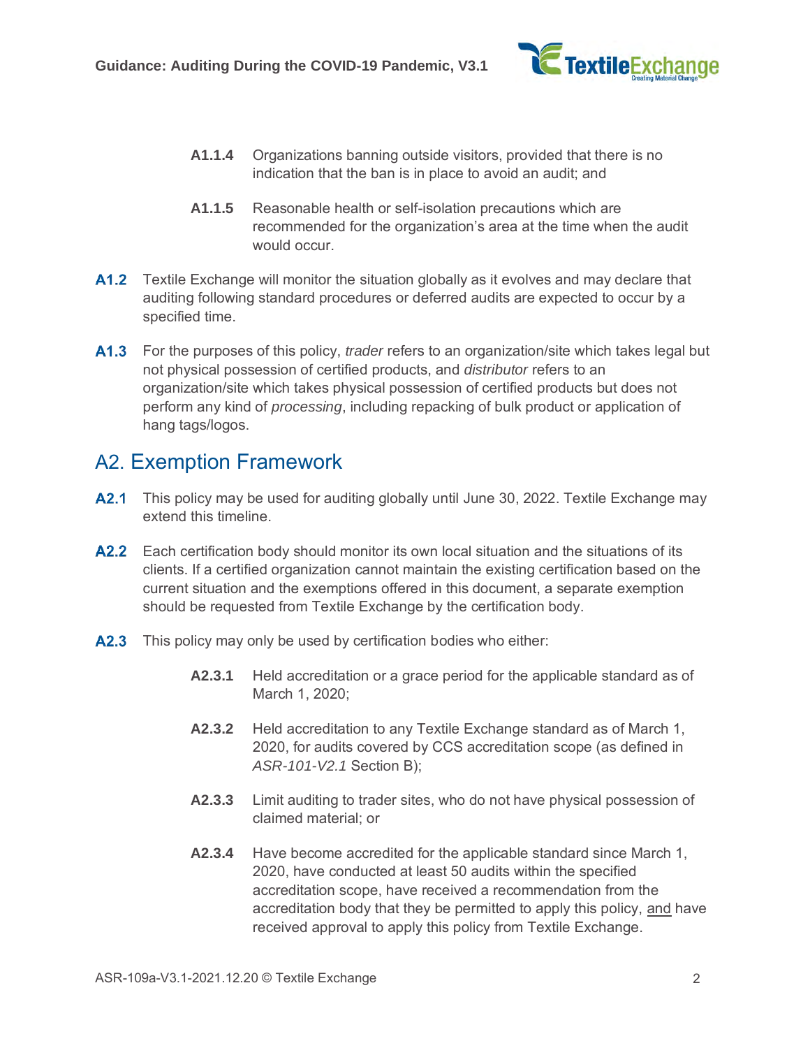**A1.1.4** Organizations banning outside visitors, provided that there is no indication that the ban is in place to avoid an audit; and

**A1.1.5** Reasonable health or self-isolation precautions which are recommended for the organization's area at the time when the audit would occur.

**A1.2** Textile Exchange will monitor the situation globally as it evolves and may declare that auditing following standard procedures or deferred audits are expected to occur by a specified time.

**A1.3** For the purposes of this policy, *trader* refers to an organization/site which takes legal but not physical possession of certified products, and *distributor* refers to an organization/site which takes physical possession of certified products but does not perform any kind of *processing*, including repacking of bulk product or application of hang tags/logos.

## A2. Exemption Framework

**A2.1** This policy may be used for auditing globally until June 30, 2022. Textile Exchange may extend this timeline.

**A2.2** Each certification body should monitor its own local situation and the situations of its clients. If a certified organization cannot maintain the existing certification based on the current situation and the exemptions offered in this document, a separate exemption should be requested from Textile Exchange by the certification body.

**A2.3** This policy may only be used by certification bodies who either:

**A2.3.1** Held accreditation or a grace period for the applicable standard as of March 1, 2020;

**A2.3.2** Held accreditation to any Textile Exchange standard as of March 1, 2020, for audits covered by CCS accreditation scope (as defined in *ASR-101-V2.1* Section B);

**A2.3.3** Limit auditing to trader sites, who do not have physical possession of claimed material; or

**A2.3.4** Have become accredited for the applicable standard since March 1, 2020, have conducted at least 50 audits within the specified accreditation scope, have received a recommendation from the accreditation body that they be permitted to apply this policy, and have received approval to apply this policy from Textile Exchange.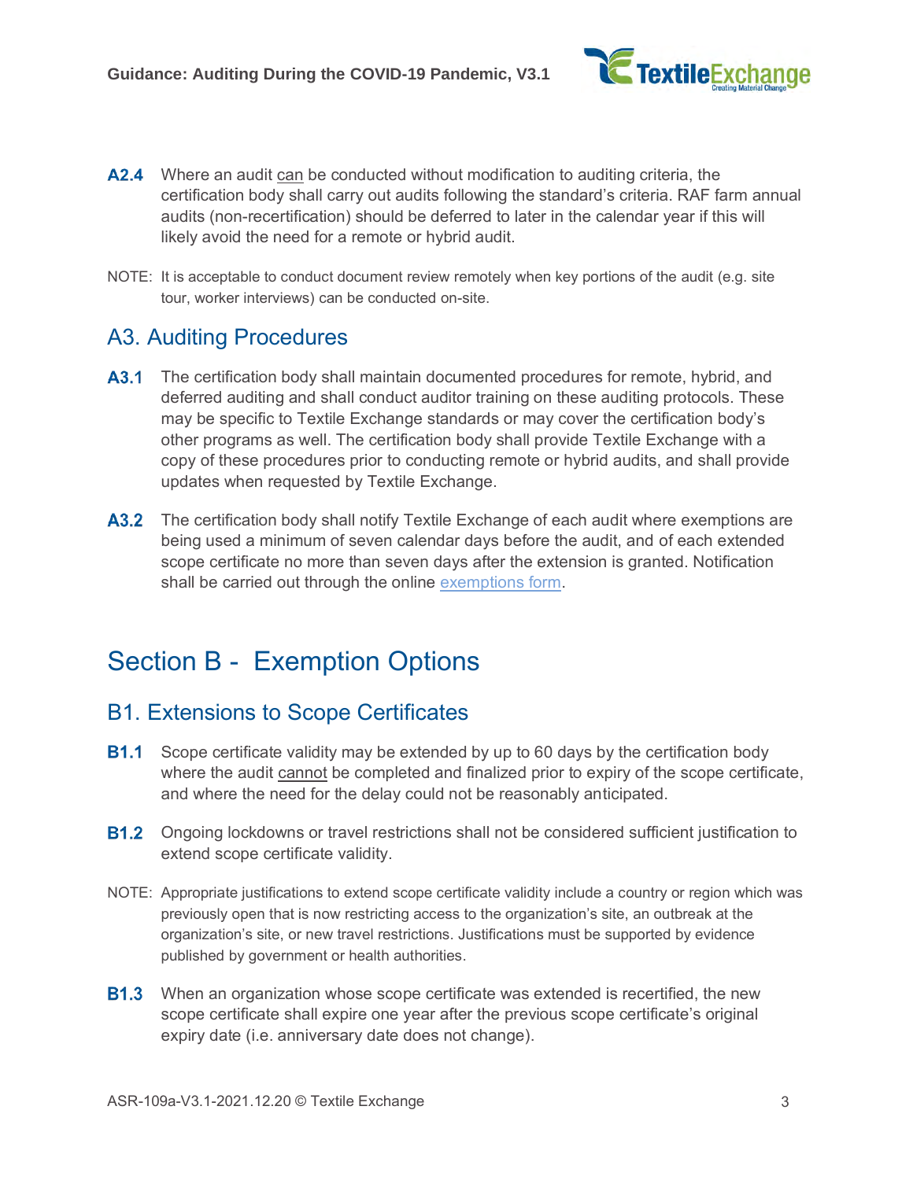**A2.4** Where an audit can be conducted without modification to auditing criteria, the certification body shall carry out audits following the standard's criteria. RAF farm annual audits (non-recertification) should be deferred to later in the calendar year if this will likely avoid the need for a remote or hybrid audit.

NOTE: It is acceptable to conduct document review remotely when key portions of the audit (e.g. site tour, worker interviews) can be conducted on-site.

## A3. Auditing Procedures

**A3.1** The certification body shall maintain documented procedures for remote, hybrid, and deferred auditing and shall conduct auditor training on these auditing protocols. These may be specific to Textile Exchange standards or may cover the certification body's other programs as well. The certification body shall provide Textile Exchange with a copy of these procedures prior to conducting remote or hybrid audits, and shall provide updates when requested by Textile Exchange.

**A3.2** The certification body shall notify Textile Exchange of each audit where exemptions are being used a minimum of seven calendar days before the audit, and of each extended scope certificate no more than seven days after the extension is granted. Notification shall be carried out through the online exemptions form.

# Section B - Exemption Options

## B1. Extensions to Scope Certificates

**B1.1** Scope certificate validity may be extended by up to 60 days by the certification body where the audit cannot be completed and finalized prior to expiry of the scope certificate, and where the need for the delay could not be reasonably anticipated.

**B1.2** Ongoing lockdowns or travel restrictions shall not be considered sufficient justification to extend scope certificate validity.

NOTE: Appropriate justifications to extend scope certificate validity include a country or region which was previously open that is now restricting access to the organization's site, an outbreak at the organization's site, or new travel restrictions. Justifications must be supported by evidence published by government or health authorities.

**B1.3** When an organization whose scope certificate was extended is recertified, the new scope certificate shall expire one year after the previous scope certificate's original expiry date (i.e. anniversary date does not change).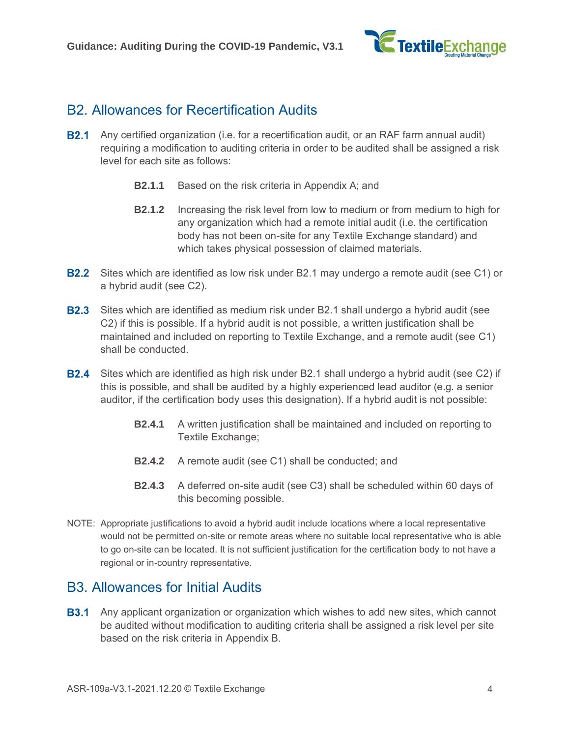## B2. Allowances for Recertification Audits

**B2.1** Any certified organization (i.e. for a recertification audit, or an RAF farm annual audit) requiring a modification to auditing criteria in order to be audited shall be assigned a risk level for each site as follows:

> **B2.1.1** Based on the risk criteria in Appendix A; and
>
> **B2.1.2** Increasing the risk level from low to medium or from medium to high for any organization which had a remote initial audit (i.e. the certification body has not been on-site for any Textile Exchange standard) and which takes physical possession of claimed materials.

**B2.2** Sites which are identified as low risk under B2.1 may undergo a remote audit (see C1) or a hybrid audit (see C2).

**B2.3** Sites which are identified as medium risk under B2.1 shall undergo a hybrid audit (see C2) if this is possible. If a hybrid audit is not possible, a written justification shall be maintained and included on reporting to Textile Exchange, and a remote audit (see C1) shall be conducted.

**B2.4** Sites which are identified as high risk under B2.1 shall undergo a hybrid audit (see C2) if this is possible, and shall be audited by a highly experienced lead auditor (e.g. a senior auditor, if the certification body uses this designation). If a hybrid audit is not possible:

> **B2.4.1** A written justification shall be maintained and included on reporting to Textile Exchange;
>
> **B2.4.2** A remote audit (see C1) shall be conducted; and
>
> **B2.4.3** A deferred on-site audit (see C3) shall be scheduled within 60 days of this becoming possible.

NOTE: Appropriate justifications to avoid a hybrid audit include locations where a local representative would not be permitted on-site or remote areas where no suitable local representative who is able to go on-site can be located. It is not sufficient justification for the certification body to not have a regional or in-country representative.

## B3. Allowances for Initial Audits

**B3.1** Any applicant organization or organization which wishes to add new sites, which cannot be audited without modification to auditing criteria shall be assigned a risk level per site based on the risk criteria in Appendix B.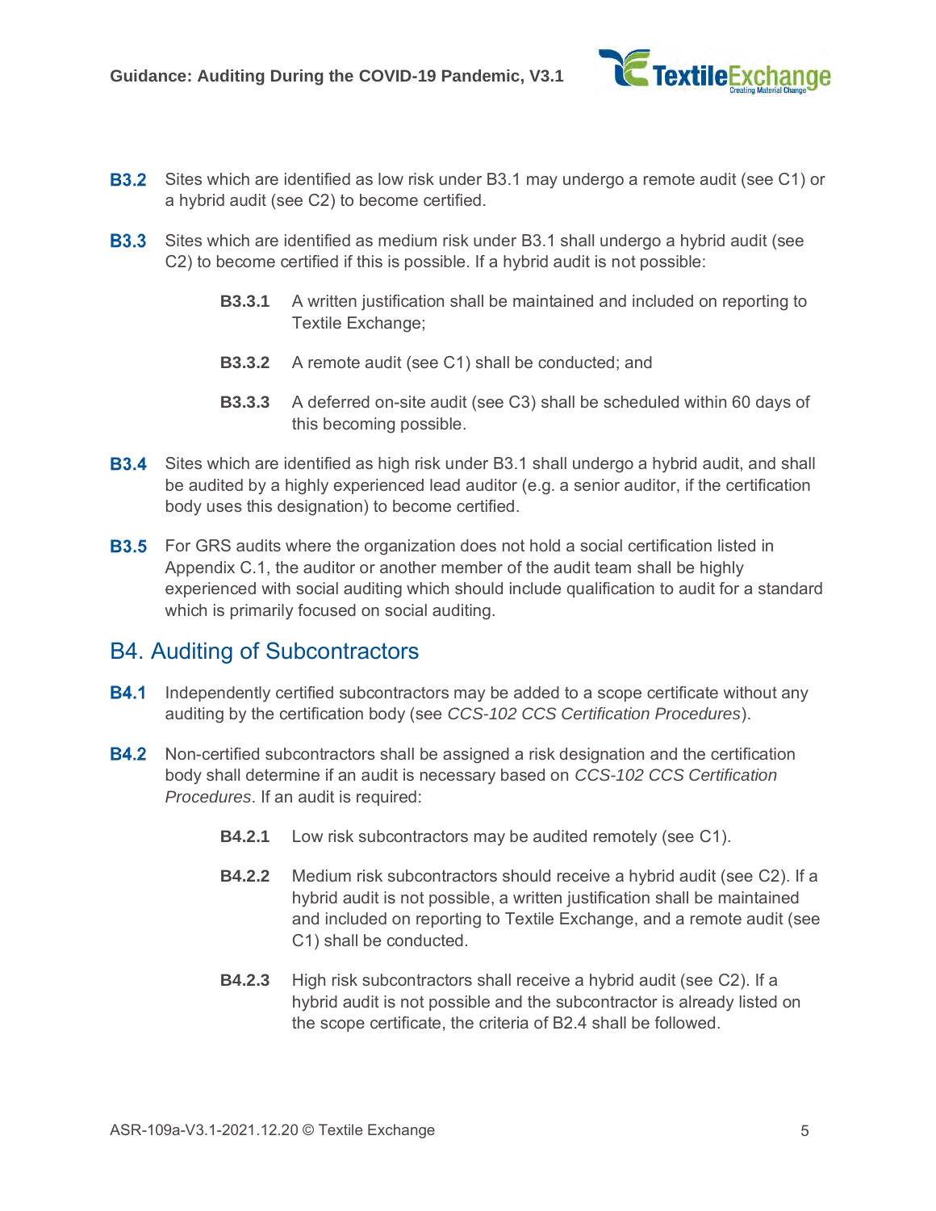**B3.2** Sites which are identified as low risk under B3.1 may undergo a remote audit (see C1) or a hybrid audit (see C2) to become certified.

**B3.3** Sites which are identified as medium risk under B3.1 shall undergo a hybrid audit (see C2) to become certified if this is possible. If a hybrid audit is not possible:

- **B3.3.1** A written justification shall be maintained and included on reporting to Textile Exchange;
- **B3.3.2** A remote audit (see C1) shall be conducted; and
- **B3.3.3** A deferred on-site audit (see C3) shall be scheduled within 60 days of this becoming possible.

**B3.4** Sites which are identified as high risk under B3.1 shall undergo a hybrid audit, and shall be audited by a highly experienced lead auditor (e.g. a senior auditor, if the certification body uses this designation) to become certified.

**B3.5** For GRS audits where the organization does not hold a social certification listed in Appendix C.1, the auditor or another member of the audit team shall be highly experienced with social auditing which should include qualification to audit for a standard which is primarily focused on social auditing.

## B4. Auditing of Subcontractors

**B4.1** Independently certified subcontractors may be added to a scope certificate without any auditing by the certification body (see *CCS-102 CCS Certification Procedures*).

**B4.2** Non-certified subcontractors shall be assigned a risk designation and the certification body shall determine if an audit is necessary based on *CCS-102 CCS Certification Procedures*. If an audit is required:

- **B4.2.1** Low risk subcontractors may be audited remotely (see C1).
- **B4.2.2** Medium risk subcontractors should receive a hybrid audit (see C2). If a hybrid audit is not possible, a written justification shall be maintained and included on reporting to Textile Exchange, and a remote audit (see C1) shall be conducted.
- **B4.2.3** High risk subcontractors shall receive a hybrid audit (see C2). If a hybrid audit is not possible and the subcontractor is already listed on the scope certificate, the criteria of B2.4 shall be followed.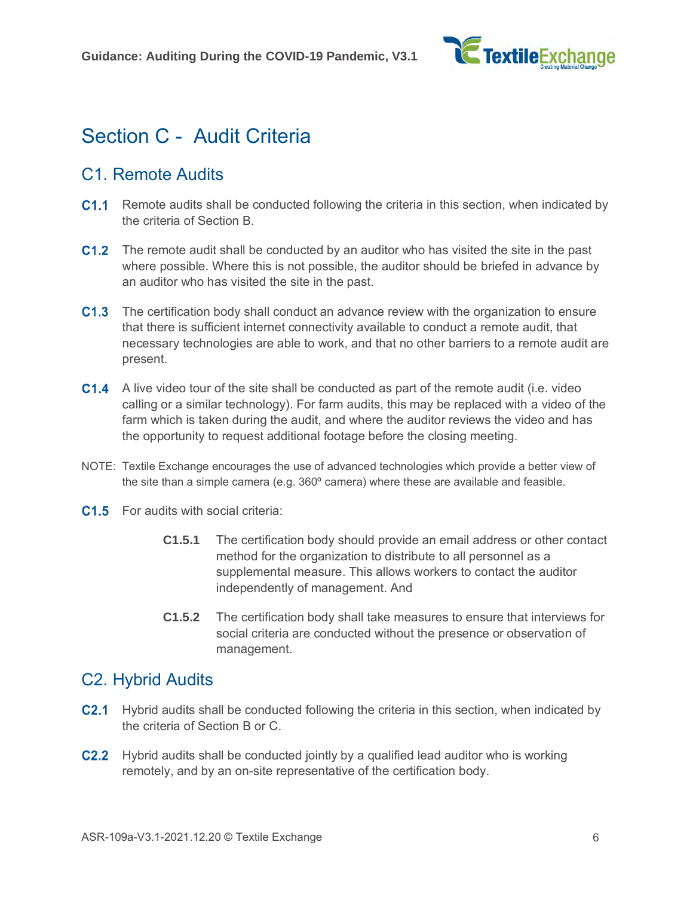# Section C - Audit Criteria

## C1. Remote Audits

**C1.1** Remote audits shall be conducted following the criteria in this section, when indicated by the criteria of Section B.

**C1.2** The remote audit shall be conducted by an auditor who has visited the site in the past where possible. Where this is not possible, the auditor should be briefed in advance by an auditor who has visited the site in the past.

**C1.3** The certification body shall conduct an advance review with the organization to ensure that there is sufficient internet connectivity available to conduct a remote audit, that necessary technologies are able to work, and that no other barriers to a remote audit are present.

**C1.4** A live video tour of the site shall be conducted as part of the remote audit (i.e. video calling or a similar technology). For farm audits, this may be replaced with a video of the farm which is taken during the audit, and where the auditor reviews the video and has the opportunity to request additional footage before the closing meeting.

NOTE: Textile Exchange encourages the use of advanced technologies which provide a better view of the site than a simple camera (e.g. 360º camera) where these are available and feasible.

**C1.5** For audits with social criteria:

- **C1.5.1** The certification body should provide an email address or other contact method for the organization to distribute to all personnel as a supplemental measure. This allows workers to contact the auditor independently of management. And

- **C1.5.2** The certification body shall take measures to ensure that interviews for social criteria are conducted without the presence or observation of management.

## C2. Hybrid Audits

**C2.1** Hybrid audits shall be conducted following the criteria in this section, when indicated by the criteria of Section B or C.

**C2.2** Hybrid audits shall be conducted jointly by a qualified lead auditor who is working remotely, and by an on-site representative of the certification body.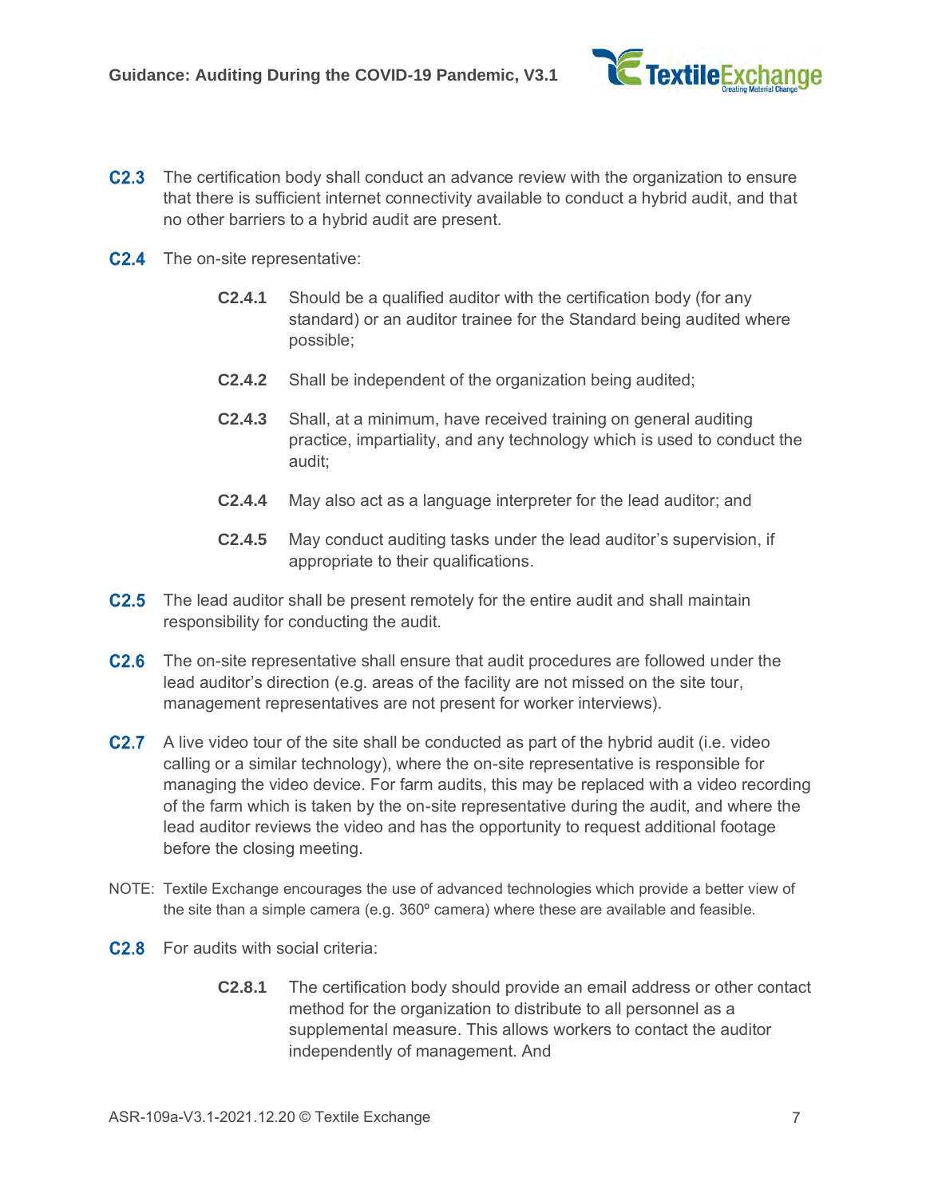**C2.3** The certification body shall conduct an advance review with the organization to ensure that there is sufficient internet connectivity available to conduct a hybrid audit, and that no other barriers to a hybrid audit are present.

**C2.4** The on-site representative:

> **C2.4.1** Should be a qualified auditor with the certification body (for any standard) or an auditor trainee for the Standard being audited where possible;
>
> **C2.4.2** Shall be independent of the organization being audited;
>
> **C2.4.3** Shall, at a minimum, have received training on general auditing practice, impartiality, and any technology which is used to conduct the audit;
>
> **C2.4.4** May also act as a language interpreter for the lead auditor; and
>
> **C2.4.5** May conduct auditing tasks under the lead auditor's supervision, if appropriate to their qualifications.

**C2.5** The lead auditor shall be present remotely for the entire audit and shall maintain responsibility for conducting the audit.

**C2.6** The on-site representative shall ensure that audit procedures are followed under the lead auditor's direction (e.g. areas of the facility are not missed on the site tour, management representatives are not present for worker interviews).

**C2.7** A live video tour of the site shall be conducted as part of the hybrid audit (i.e. video calling or a similar technology), where the on-site representative is responsible for managing the video device. For farm audits, this may be replaced with a video recording of the farm which is taken by the on-site representative during the audit, and where the lead auditor reviews the video and has the opportunity to request additional footage before the closing meeting.

NOTE: Textile Exchange encourages the use of advanced technologies which provide a better view of the site than a simple camera (e.g. 360º camera) where these are available and feasible.

**C2.8** For audits with social criteria:

> **C2.8.1** The certification body should provide an email address or other contact method for the organization to distribute to all personnel as a supplemental measure. This allows workers to contact the auditor independently of management. And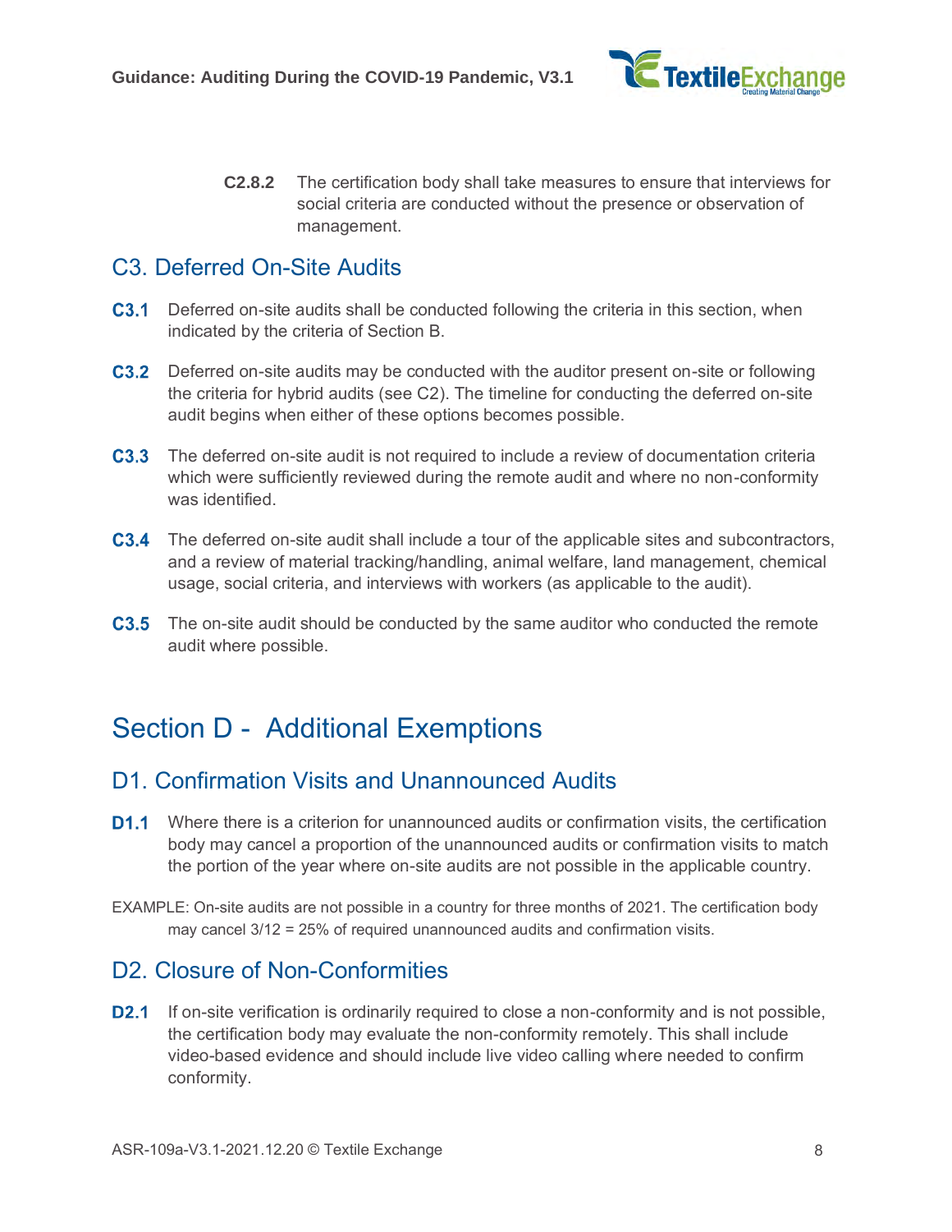**C2.8.2** The certification body shall take measures to ensure that interviews for social criteria are conducted without the presence or observation of management.

## C3. Deferred On-Site Audits

**C3.1** Deferred on-site audits shall be conducted following the criteria in this section, when indicated by the criteria of Section B.

**C3.2** Deferred on-site audits may be conducted with the auditor present on-site or following the criteria for hybrid audits (see C2). The timeline for conducting the deferred on-site audit begins when either of these options becomes possible.

**C3.3** The deferred on-site audit is not required to include a review of documentation criteria which were sufficiently reviewed during the remote audit and where no non-conformity was identified.

**C3.4** The deferred on-site audit shall include a tour of the applicable sites and subcontractors, and a review of material tracking/handling, animal welfare, land management, chemical usage, social criteria, and interviews with workers (as applicable to the audit).

**C3.5** The on-site audit should be conducted by the same auditor who conducted the remote audit where possible.

# Section D - Additional Exemptions

## D1. Confirmation Visits and Unannounced Audits

**D1.1** Where there is a criterion for unannounced audits or confirmation visits, the certification body may cancel a proportion of the unannounced audits or confirmation visits to match the portion of the year where on-site audits are not possible in the applicable country.

EXAMPLE: On-site audits are not possible in a country for three months of 2021. The certification body may cancel 3/12 = 25% of required unannounced audits and confirmation visits.

## D2. Closure of Non-Conformities

**D2.1** If on-site verification is ordinarily required to close a non-conformity and is not possible, the certification body may evaluate the non-conformity remotely. This shall include video-based evidence and should include live video calling where needed to confirm conformity.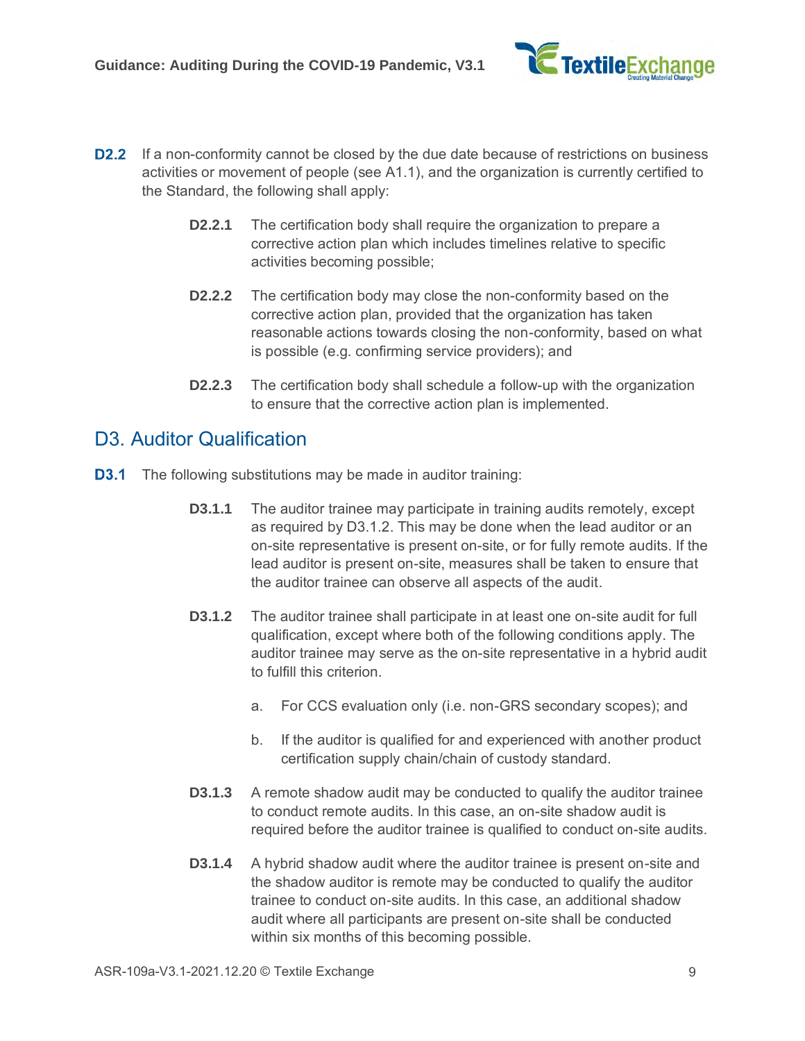**D2.2** If a non-conformity cannot be closed by the due date because of restrictions on business activities or movement of people (see A1.1), and the organization is currently certified to the Standard, the following shall apply:

> **D2.2.1** The certification body shall require the organization to prepare a corrective action plan which includes timelines relative to specific activities becoming possible;
>
> **D2.2.2** The certification body may close the non-conformity based on the corrective action plan, provided that the organization has taken reasonable actions towards closing the non-conformity, based on what is possible (e.g. confirming service providers); and
>
> **D2.2.3** The certification body shall schedule a follow-up with the organization to ensure that the corrective action plan is implemented.

## D3. Auditor Qualification

**D3.1** The following substitutions may be made in auditor training:

> **D3.1.1** The auditor trainee may participate in training audits remotely, except as required by D3.1.2. This may be done when the lead auditor or an on-site representative is present on-site, or for fully remote audits. If the lead auditor is present on-site, measures shall be taken to ensure that the auditor trainee can observe all aspects of the audit.
>
> **D3.1.2** The auditor trainee shall participate in at least one on-site audit for full qualification, except where both of the following conditions apply. The auditor trainee may serve as the on-site representative in a hybrid audit to fulfill this criterion.
>
> a. For CCS evaluation only (i.e. non-GRS secondary scopes); and
>
> b. If the auditor is qualified for and experienced with another product certification supply chain/chain of custody standard.
>
> **D3.1.3** A remote shadow audit may be conducted to qualify the auditor trainee to conduct remote audits. In this case, an on-site shadow audit is required before the auditor trainee is qualified to conduct on-site audits.
>
> **D3.1.4** A hybrid shadow audit where the auditor trainee is present on-site and the shadow auditor is remote may be conducted to qualify the auditor trainee to conduct on-site audits. In this case, an additional shadow audit where all participants are present on-site shall be conducted within six months of this becoming possible.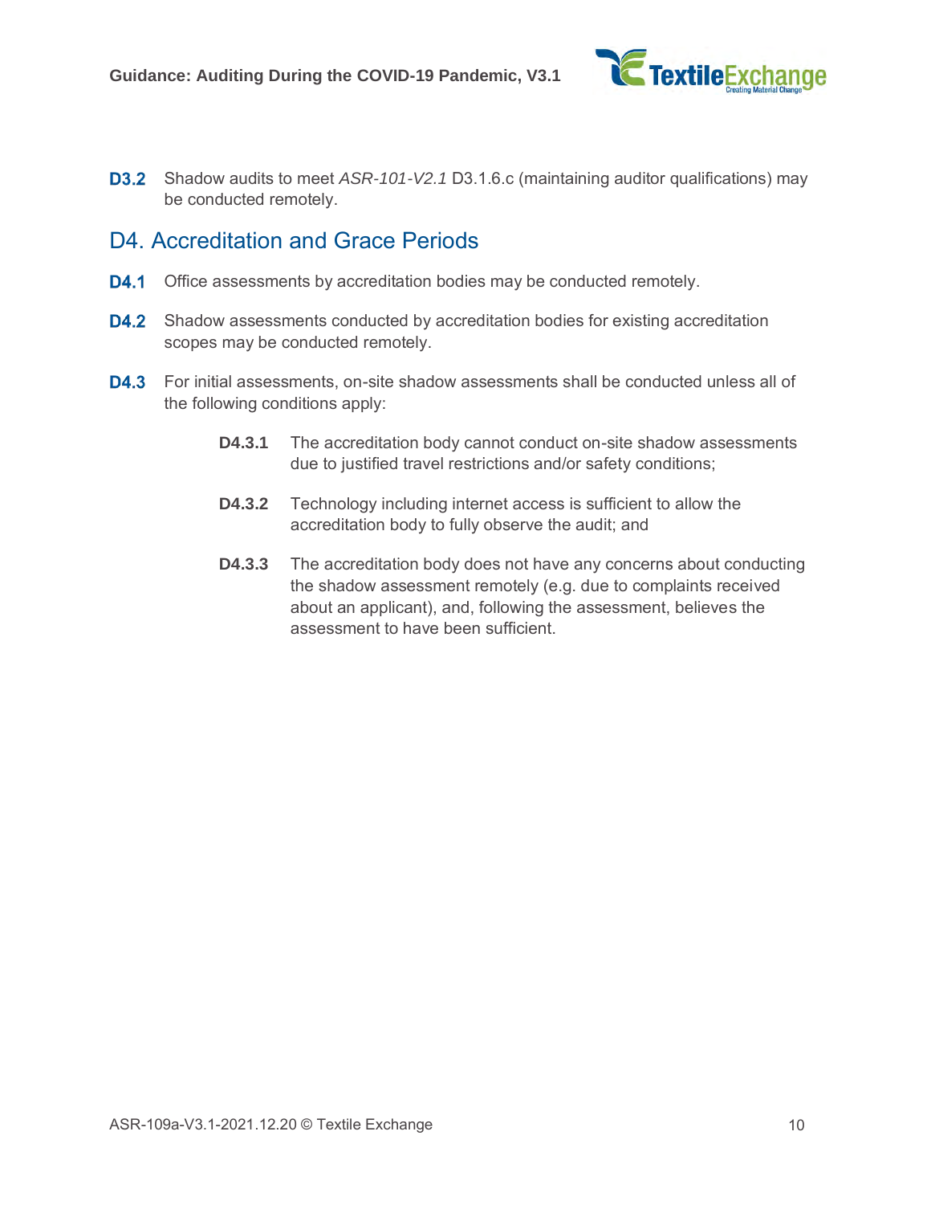**D3.2** Shadow audits to meet *ASR-101-V2.1* D3.1.6.c (maintaining auditor qualifications) may be conducted remotely.

## D4. Accreditation and Grace Periods

**D4.1** Office assessments by accreditation bodies may be conducted remotely.

**D4.2** Shadow assessments conducted by accreditation bodies for existing accreditation scopes may be conducted remotely.

**D4.3** For initial assessments, on-site shadow assessments shall be conducted unless all of the following conditions apply:

- **D4.3.1** The accreditation body cannot conduct on-site shadow assessments due to justified travel restrictions and/or safety conditions;
- **D4.3.2** Technology including internet access is sufficient to allow the accreditation body to fully observe the audit; and
- **D4.3.3** The accreditation body does not have any concerns about conducting the shadow assessment remotely (e.g. due to complaints received about an applicant), and, following the assessment, believes the assessment to have been sufficient.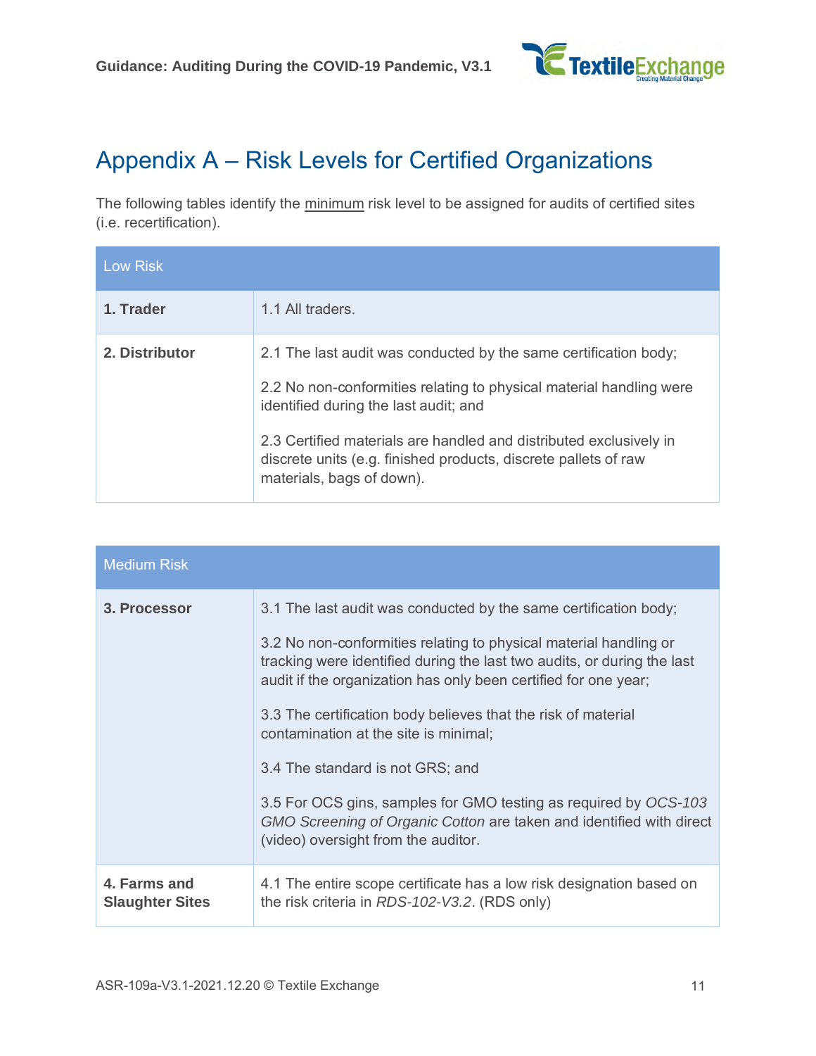# Appendix A – Risk Levels for Certified Organizations

The following tables identify the <u>minimum</u> risk level to be assigned for audits of certified sites (i.e. recertification).

| Low Risk | |
|---|---|
| **1. Trader** | 1.1 All traders. |
| **2. Distributor** | 2.1 The last audit was conducted by the same certification body;<br><br>2.2 No non-conformities relating to physical material handling were identified during the last audit; and<br><br>2.3 Certified materials are handled and distributed exclusively in discrete units (e.g. finished products, discrete pallets of raw materials, bags of down). |

| Medium Risk | |
|---|---|
| **3. Processor** | 3.1 The last audit was conducted by the same certification body;<br><br>3.2 No non-conformities relating to physical material handling or tracking were identified during the last two audits, or during the last audit if the organization has only been certified for one year;<br><br>3.3 The certification body believes that the risk of material contamination at the site is minimal;<br><br>3.4 The standard is not GRS; and<br><br>3.5 For OCS gins, samples for GMO testing as required by *OCS-103 GMO Screening of Organic Cotton* are taken and identified with direct (video) oversight from the auditor. |
| **4. Farms and Slaughter Sites** | 4.1 The entire scope certificate has a low risk designation based on the risk criteria in *RDS-102-V3.2*. (RDS only) |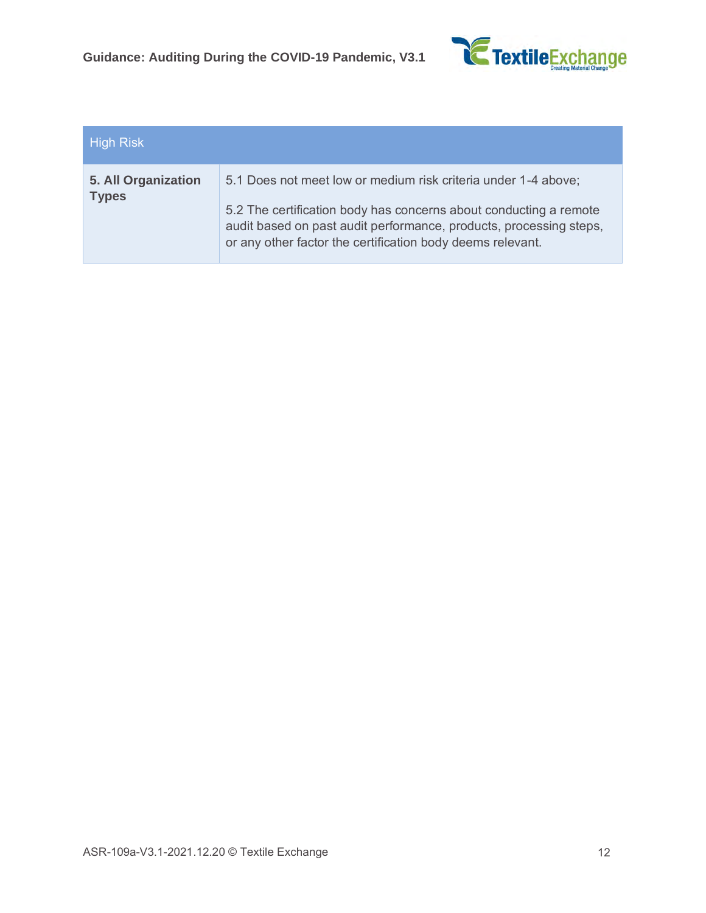| High Risk | |
|---|---|
| **5. All Organization Types** | 5.1 Does not meet low or medium risk criteria under 1-4 above;<br><br>5.2 The certification body has concerns about conducting a remote audit based on past audit performance, products, processing steps, or any other factor the certification body deems relevant. |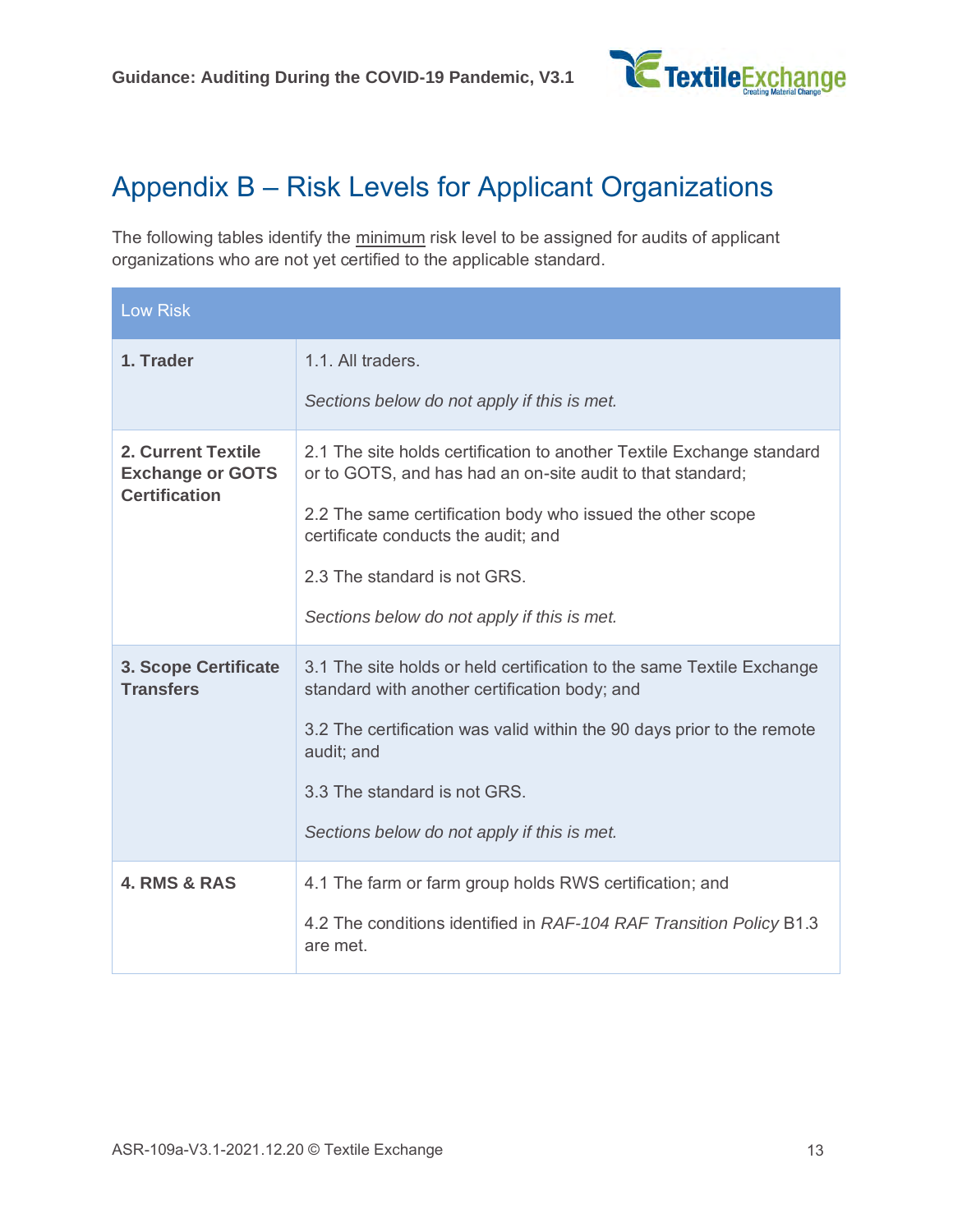## Appendix B – Risk Levels for Applicant Organizations

The following tables identify the minimum risk level to be assigned for audits of applicant organizations who are not yet certified to the applicable standard.

| Low Risk | |
|---|---|
| **1. Trader** | 1.1. All traders.<br><br>*Sections below do not apply if this is met.* |
| **2. Current Textile Exchange or GOTS Certification** | 2.1 The site holds certification to another Textile Exchange standard or to GOTS, and has had an on-site audit to that standard;<br><br>2.2 The same certification body who issued the other scope certificate conducts the audit; and<br><br>2.3 The standard is not GRS.<br><br>*Sections below do not apply if this is met.* |
| **3. Scope Certificate Transfers** | 3.1 The site holds or held certification to the same Textile Exchange standard with another certification body; and<br><br>3.2 The certification was valid within the 90 days prior to the remote audit; and<br><br>3.3 The standard is not GRS.<br><br>*Sections below do not apply if this is met.* |
| **4. RMS & RAS** | 4.1 The farm or farm group holds RWS certification; and<br><br>4.2 The conditions identified in *RAF-104 RAF Transition Policy* B1.3 are met. |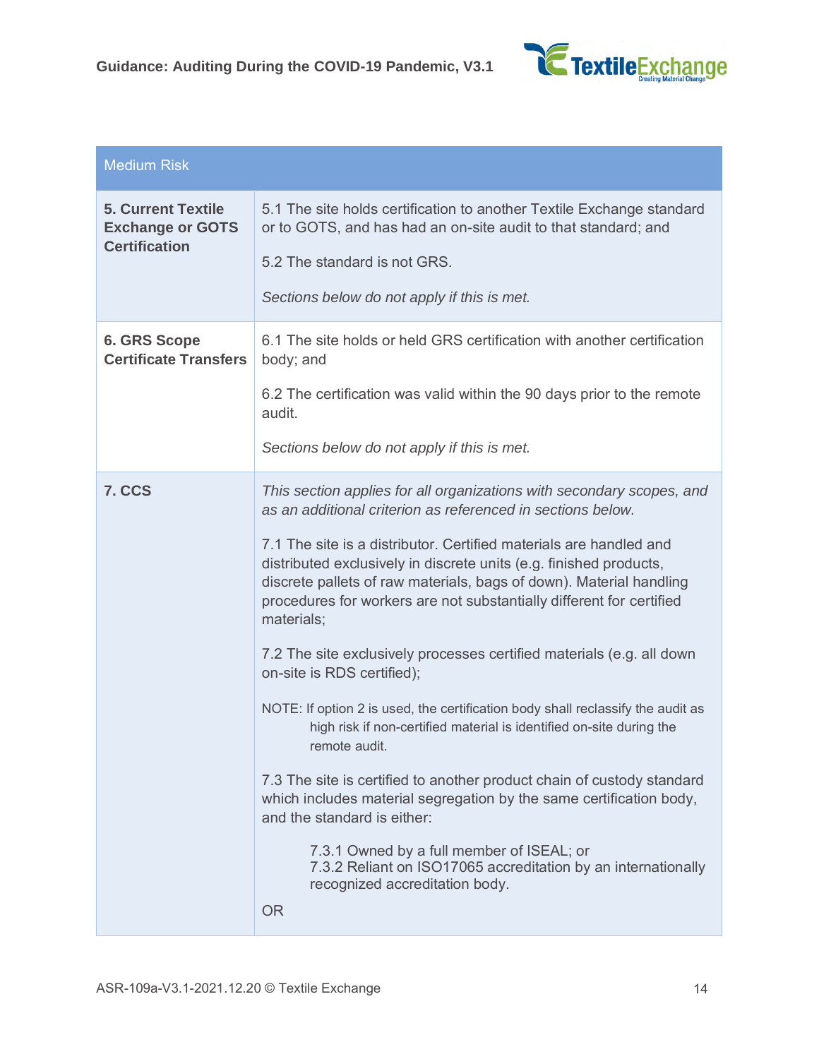| Medium Risk | |
|---|---|
| **5. Current Textile Exchange or GOTS Certification** | 5.1 The site holds certification to another Textile Exchange standard or to GOTS, and has had an on-site audit to that standard; and<br><br>5.2 The standard is not GRS.<br><br>*Sections below do not apply if this is met.* |
| **6. GRS Scope Certificate Transfers** | 6.1 The site holds or held GRS certification with another certification body; and<br><br>6.2 The certification was valid within the 90 days prior to the remote audit.<br><br>*Sections below do not apply if this is met.* |
| **7. CCS** | *This section applies for all organizations with secondary scopes, and as an additional criterion as referenced in sections below.*<br><br>7.1 The site is a distributor. Certified materials are handled and distributed exclusively in discrete units (e.g. finished products, discrete pallets of raw materials, bags of down). Material handling procedures for workers are not substantially different for certified materials;<br><br>7.2 The site exclusively processes certified materials (e.g. all down on-site is RDS certified);<br><br>NOTE: If option 2 is used, the certification body shall reclassify the audit as high risk if non-certified material is identified on-site during the remote audit.<br><br>7.3 The site is certified to another product chain of custody standard which includes material segregation by the same certification body, and the standard is either:<br><br>7.3.1 Owned by a full member of ISEAL; or<br>7.3.2 Reliant on ISO17065 accreditation by an internationally recognized accreditation body.<br><br>OR |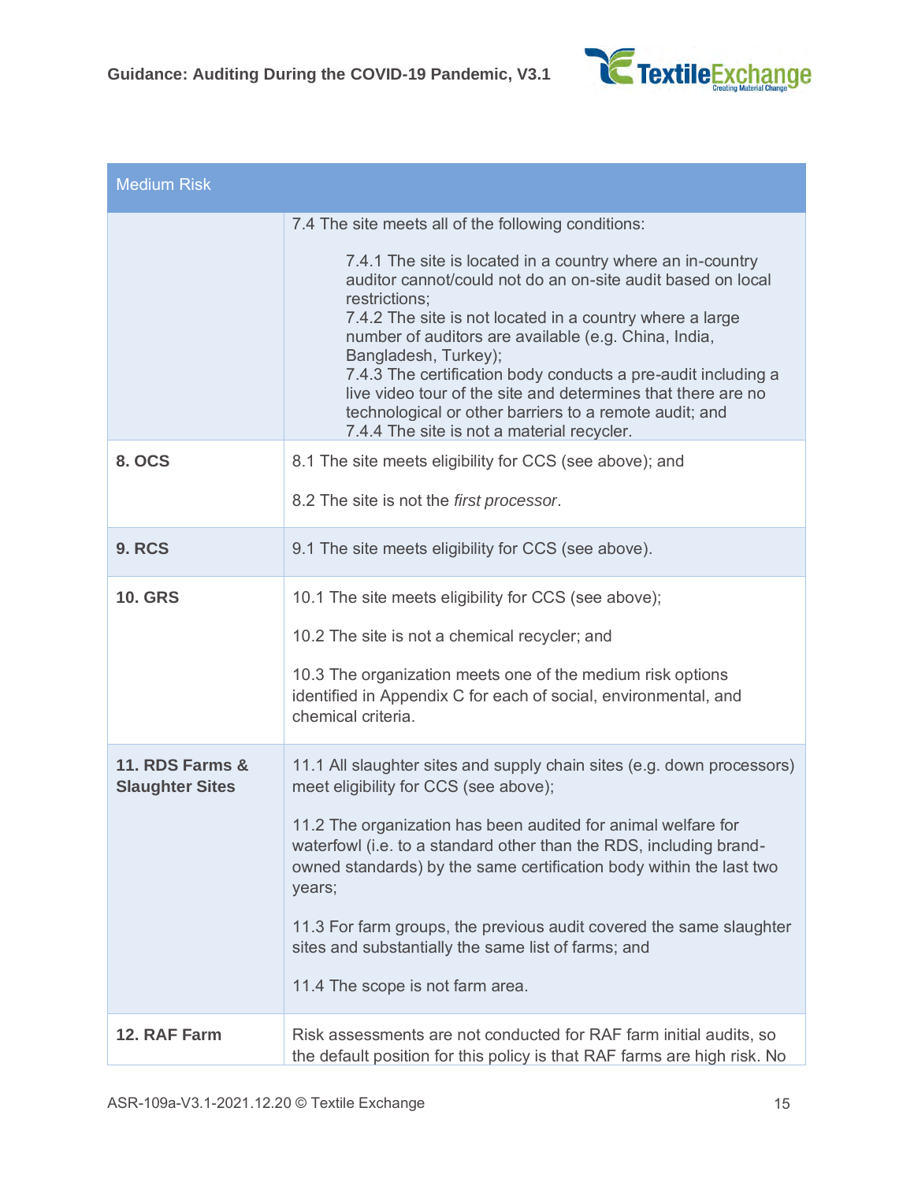| Medium Risk | |
|---|---|
| | 7.4 The site meets all of the following conditions:<br><br>7.4.1 The site is located in a country where an in-country auditor cannot/could not do an on-site audit based on local restrictions;<br>7.4.2 The site is not located in a country where a large number of auditors are available (e.g. China, India, Bangladesh, Turkey);<br>7.4.3 The certification body conducts a pre-audit including a live video tour of the site and determines that there are no technological or other barriers to a remote audit; and<br>7.4.4 The site is not a material recycler. |
| **8. OCS** | 8.1 The site meets eligibility for CCS (see above); and<br><br>8.2 The site is not the *first processor*. |
| **9. RCS** | 9.1 The site meets eligibility for CCS (see above). |
| **10. GRS** | 10.1 The site meets eligibility for CCS (see above);<br><br>10.2 The site is not a chemical recycler; and<br><br>10.3 The organization meets one of the medium risk options identified in Appendix C for each of social, environmental, and chemical criteria. |
| **11. RDS Farms & Slaughter Sites** | 11.1 All slaughter sites and supply chain sites (e.g. down processors) meet eligibility for CCS (see above);<br><br>11.2 The organization has been audited for animal welfare for waterfowl (i.e. to a standard other than the RDS, including brand-owned standards) by the same certification body within the last two years;<br><br>11.3 For farm groups, the previous audit covered the same slaughter sites and substantially the same list of farms; and<br><br>11.4 The scope is not farm area. |
| **12. RAF Farm** | Risk assessments are not conducted for RAF farm initial audits, so the default position for this policy is that RAF farms are high risk. No |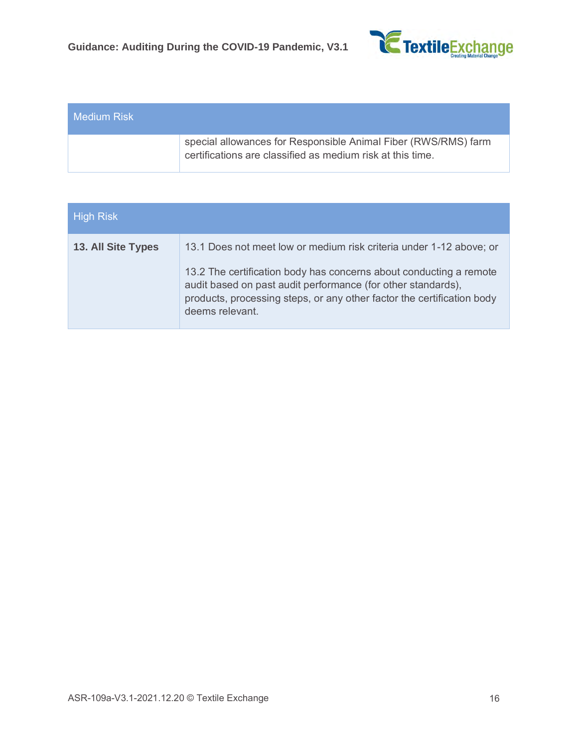| Medium Risk | |
|---|---|
| | special allowances for Responsible Animal Fiber (RWS/RMS) farm certifications are classified as medium risk at this time. |

| High Risk | |
|---|---|
| **13. All Site Types** | 13.1 Does not meet low or medium risk criteria under 1-12 above; or<br><br>13.2 The certification body has concerns about conducting a remote audit based on past audit performance (for other standards), products, processing steps, or any other factor the certification body deems relevant. |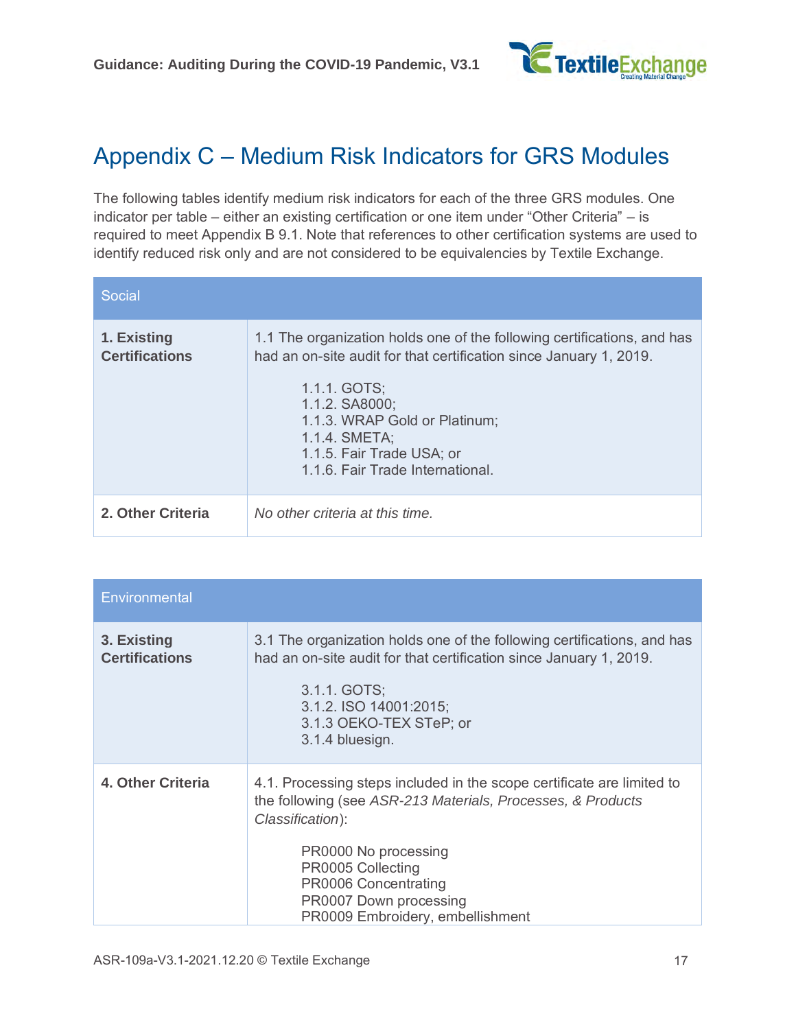# Appendix C – Medium Risk Indicators for GRS Modules

The following tables identify medium risk indicators for each of the three GRS modules. One indicator per table – either an existing certification or one item under "Other Criteria" – is required to meet Appendix B 9.1. Note that references to other certification systems are used to identify reduced risk only and are not considered to be equivalencies by Textile Exchange.

| Social | |
|---|---|
| **1. Existing Certifications** | 1.1 The organization holds one of the following certifications, and has had an on-site audit for that certification since January 1, 2019.<br><br>1.1.1. GOTS;<br>1.1.2. SA8000;<br>1.1.3. WRAP Gold or Platinum;<br>1.1.4. SMETA;<br>1.1.5. Fair Trade USA; or<br>1.1.6. Fair Trade International. |
| **2. Other Criteria** | *No other criteria at this time.* |

| Environmental | |
|---|---|
| **3. Existing Certifications** | 3.1 The organization holds one of the following certifications, and has had an on-site audit for that certification since January 1, 2019.<br><br>3.1.1. GOTS;<br>3.1.2. ISO 14001:2015;<br>3.1.3 OEKO-TEX STeP; or<br>3.1.4 bluesign. |
| **4. Other Criteria** | 4.1. Processing steps included in the scope certificate are limited to the following (see *ASR-213 Materials, Processes, & Products Classification*):<br><br>PR0000 No processing<br>PR0005 Collecting<br>PR0006 Concentrating<br>PR0007 Down processing<br>PR0009 Embroidery, embellishment |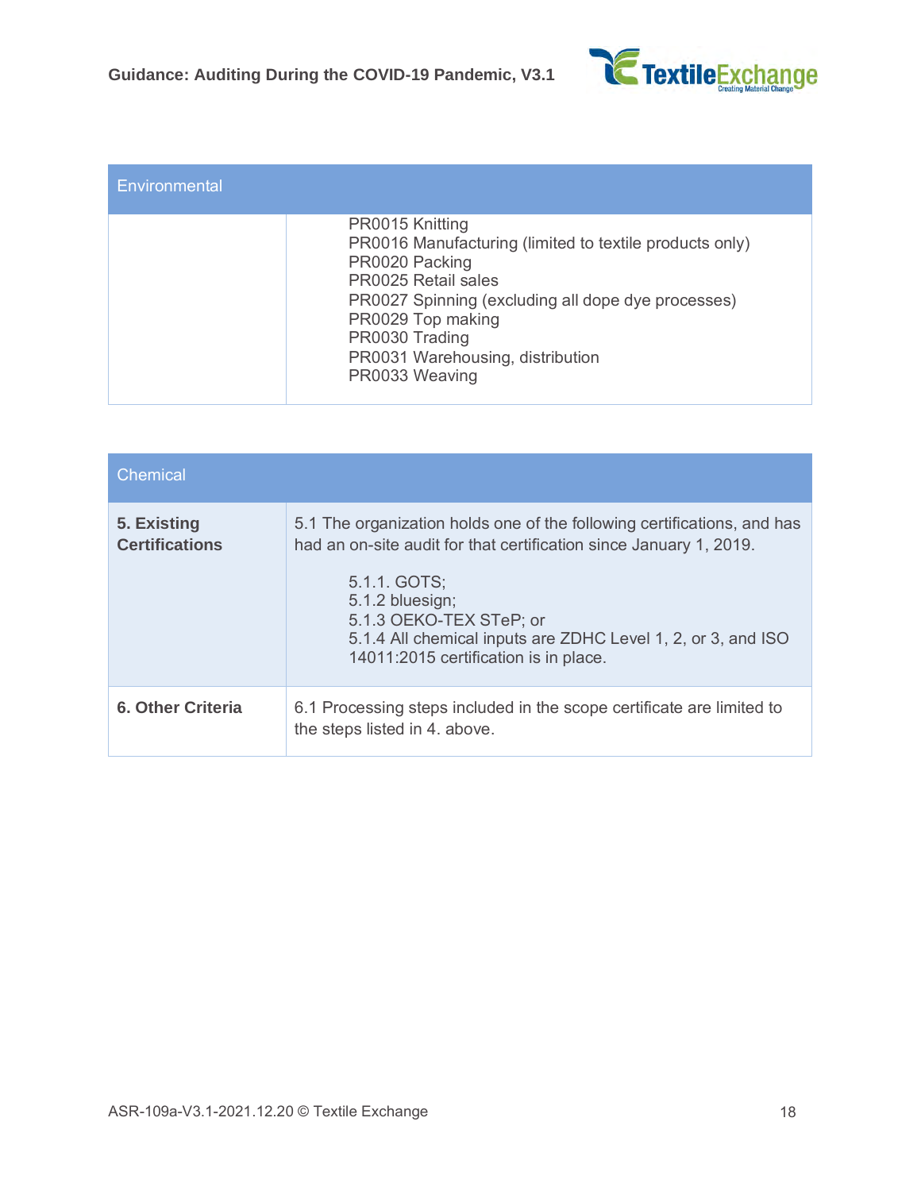| Environmental | |
|---|---|
| | PR0015 Knitting<br>PR0016 Manufacturing (limited to textile products only)<br>PR0020 Packing<br>PR0025 Retail sales<br>PR0027 Spinning (excluding all dope dye processes)<br>PR0029 Top making<br>PR0030 Trading<br>PR0031 Warehousing, distribution<br>PR0033 Weaving |

| Chemical | |
|---|---|
| **5. Existing Certifications** | 5.1 The organization holds one of the following certifications, and has had an on-site audit for that certification since January 1, 2019.<br><br>5.1.1. GOTS;<br>5.1.2 bluesign;<br>5.1.3 OEKO-TEX STeP; or<br>5.1.4 All chemical inputs are ZDHC Level 1, 2, or 3, and ISO 14011:2015 certification is in place. |
| **6. Other Criteria** | 6.1 Processing steps included in the scope certificate are limited to the steps listed in 4. above. |